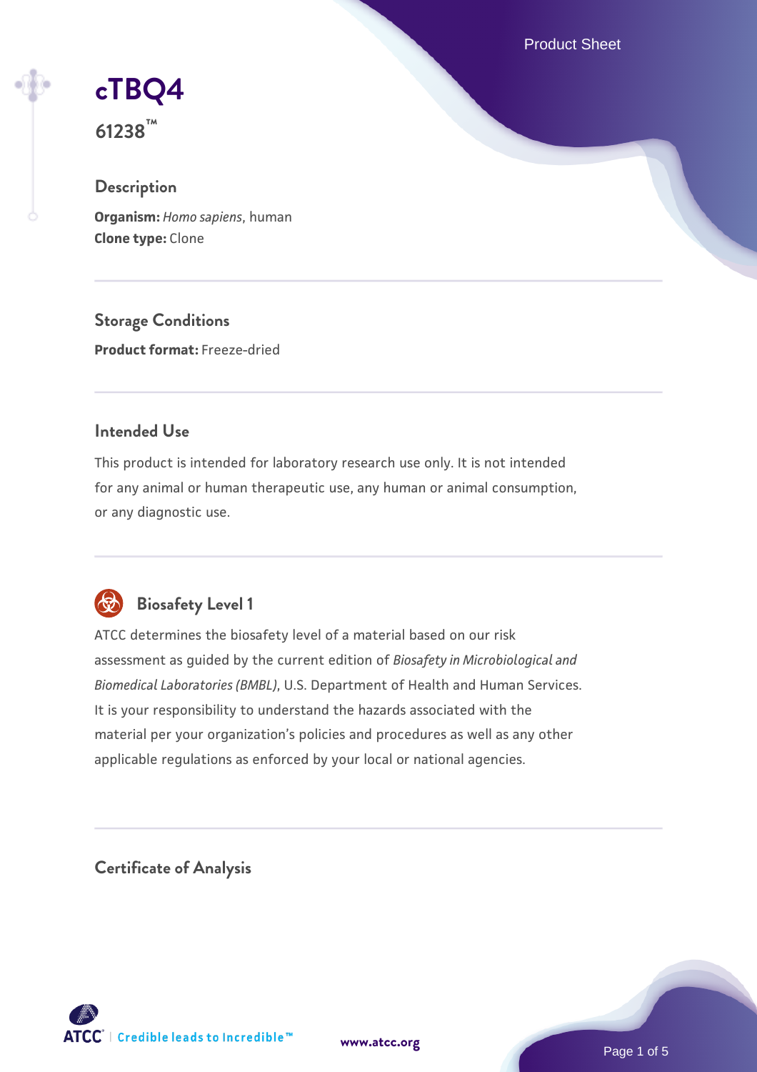# cTBQ4

**61238™**

## Description

**Organism:** *Homo sapiens*, human

**Clone type:** Clone

## Storage Conditions

**Product format:** Freeze-dried

## Intended Use

This product is intended for laboratory research use only. It is not intended for any animal or human therapeutic use, any human or animal consumption, or any diagnostic use.

## Biosafety Level 1

ATCC determines the biosafety level of a material based on our risk assessment as guided by the current edition of *Biosafety in Microbiological and Biomedical Laboratories (BMBL)*, U.S. Department of Health and Human Services. It is your responsibility to understand the hazards associated with the material per your organization's policies and procedures as well as any other applicable regulations as enforced by your local or national agencies.

## Certificate of Analysis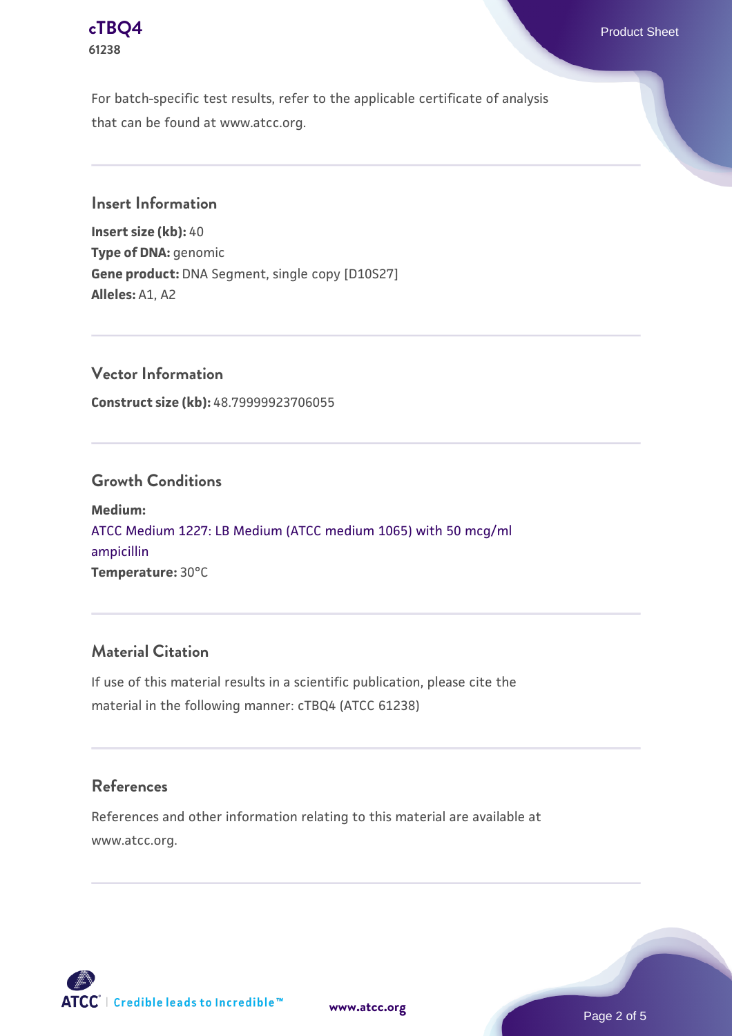For batch-specific test results, refer to the applicable certificate of analysis that can be found at www.atcc.org.

## Insert Information

**Insert size (kb):** 40
**Type of DNA:** genomic
**Gene product:** DNA Segment, single copy [D10S27]
**Alleles:** A1, A2

## Vector Information

**Construct size (kb):** 48.79999923706055

## Growth Conditions

**Medium:**
ATCC Medium 1227: LB Medium (ATCC medium 1065) with 50 mcg/ml ampicillin
**Temperature:** 30°C

## Material Citation

If use of this material results in a scientific publication, please cite the material in the following manner: cTBQ4 (ATCC 61238)

## References

References and other information relating to this material are available at www.atcc.org.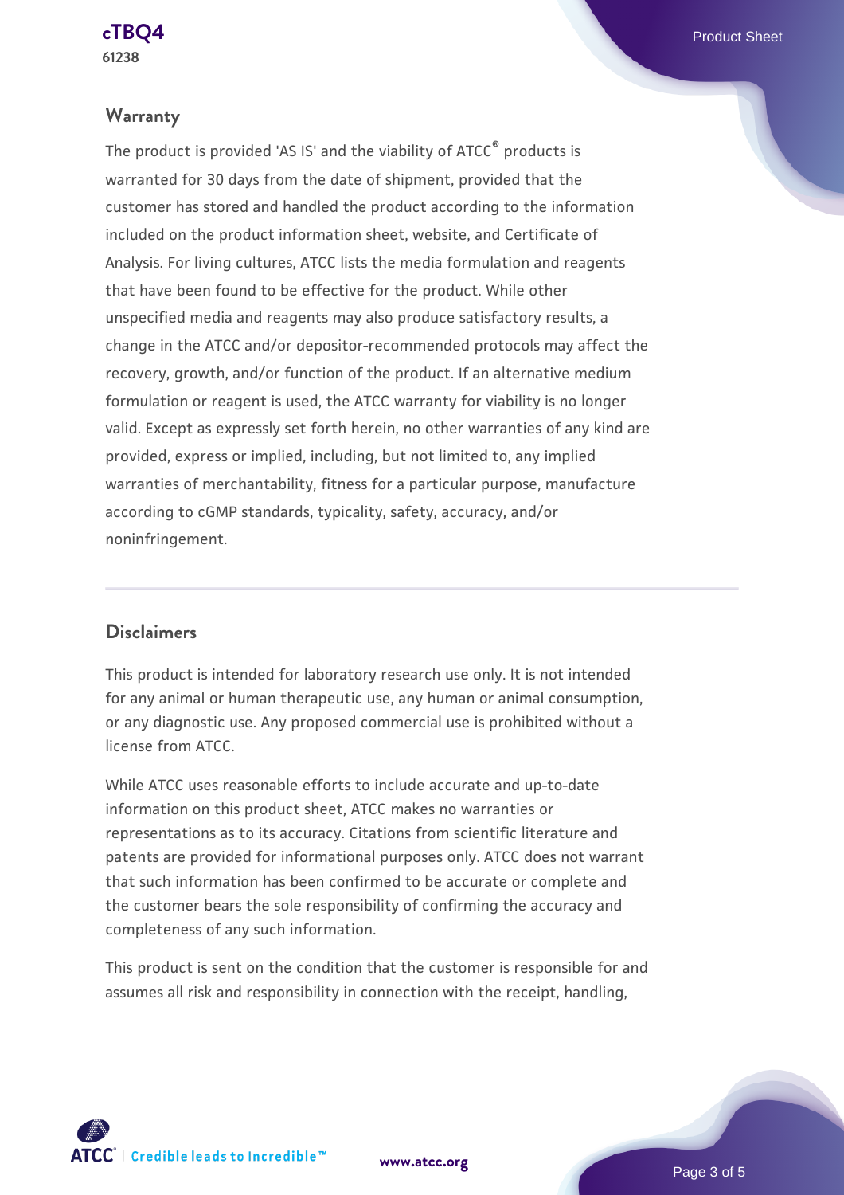## Warranty

The product is provided 'AS IS' and the viability of ATCC® products is warranted for 30 days from the date of shipment, provided that the customer has stored and handled the product according to the information included on the product information sheet, website, and Certificate of Analysis. For living cultures, ATCC lists the media formulation and reagents that have been found to be effective for the product. While other unspecified media and reagents may also produce satisfactory results, a change in the ATCC and/or depositor-recommended protocols may affect the recovery, growth, and/or function of the product. If an alternative medium formulation or reagent is used, the ATCC warranty for viability is no longer valid. Except as expressly set forth herein, no other warranties of any kind are provided, express or implied, including, but not limited to, any implied warranties of merchantability, fitness for a particular purpose, manufacture according to cGMP standards, typicality, safety, accuracy, and/or noninfringement.

## Disclaimers

This product is intended for laboratory research use only. It is not intended for any animal or human therapeutic use, any human or animal consumption, or any diagnostic use. Any proposed commercial use is prohibited without a license from ATCC.

While ATCC uses reasonable efforts to include accurate and up-to-date information on this product sheet, ATCC makes no warranties or representations as to its accuracy. Citations from scientific literature and patents are provided for informational purposes only. ATCC does not warrant that such information has been confirmed to be accurate or complete and the customer bears the sole responsibility of confirming the accuracy and completeness of any such information.

This product is sent on the condition that the customer is responsible for and assumes all risk and responsibility in connection with the receipt, handling,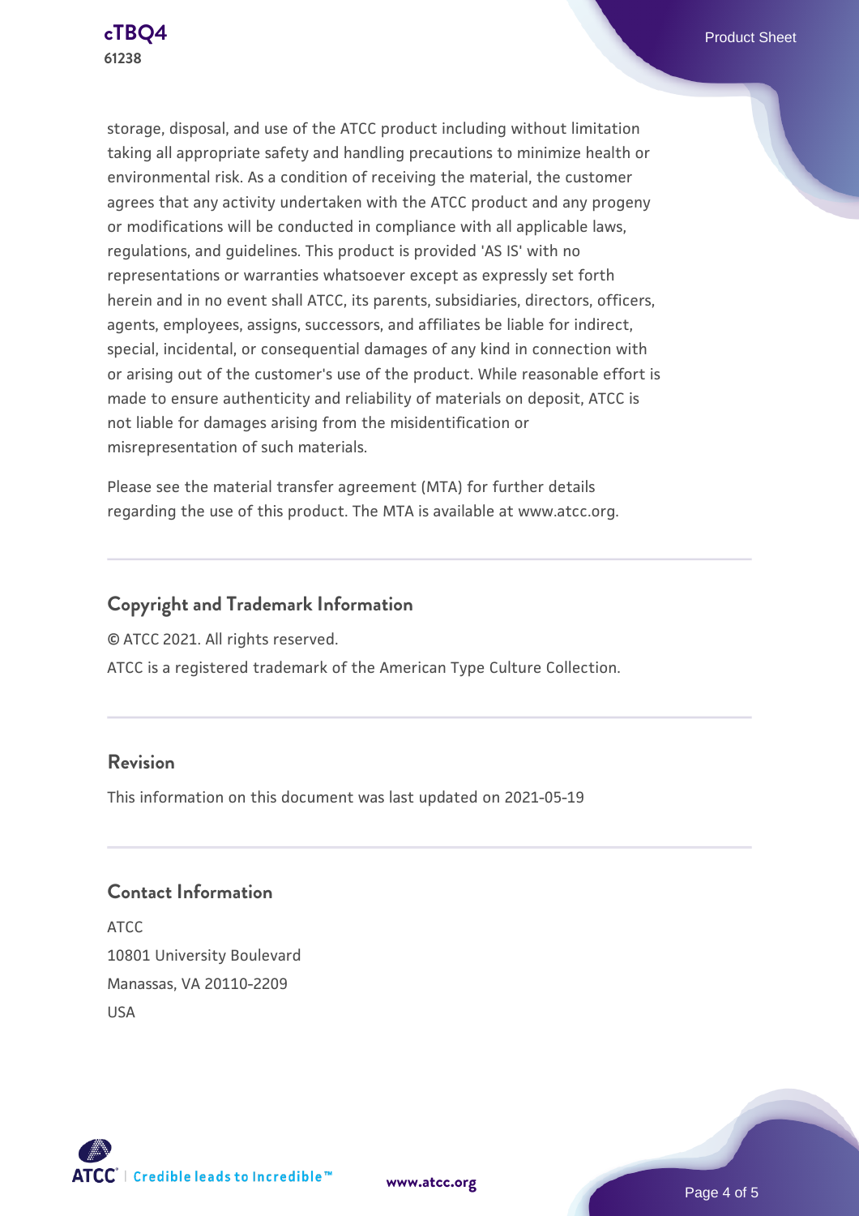storage, disposal, and use of the ATCC product including without limitation taking all appropriate safety and handling precautions to minimize health or environmental risk. As a condition of receiving the material, the customer agrees that any activity undertaken with the ATCC product and any progeny or modifications will be conducted in compliance with all applicable laws, regulations, and guidelines. This product is provided 'AS IS' with no representations or warranties whatsoever except as expressly set forth herein and in no event shall ATCC, its parents, subsidiaries, directors, officers, agents, employees, assigns, successors, and affiliates be liable for indirect, special, incidental, or consequential damages of any kind in connection with or arising out of the customer's use of the product. While reasonable effort is made to ensure authenticity and reliability of materials on deposit, ATCC is not liable for damages arising from the misidentification or misrepresentation of such materials.

Please see the material transfer agreement (MTA) for further details regarding the use of this product. The MTA is available at www.atcc.org.

## Copyright and Trademark Information

© ATCC 2021. All rights reserved.

ATCC is a registered trademark of the American Type Culture Collection.

## Revision

This information on this document was last updated on 2021-05-19

## Contact Information

ATCC
10801 University Boulevard
Manassas, VA 20110-2209
USA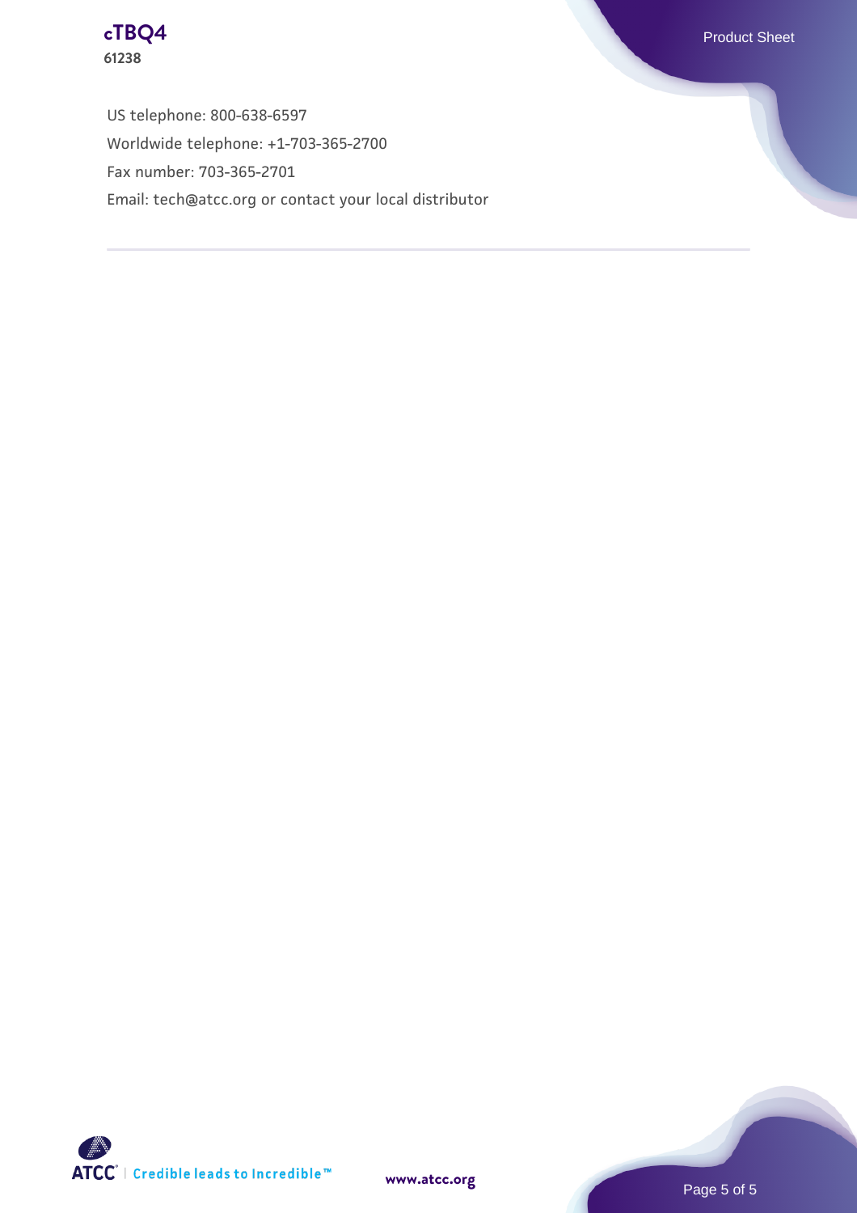US telephone: 800-638-6597

Worldwide telephone: +1-703-365-2700

Fax number: 703-365-2701

Email: tech@atcc.org or contact your local distributor